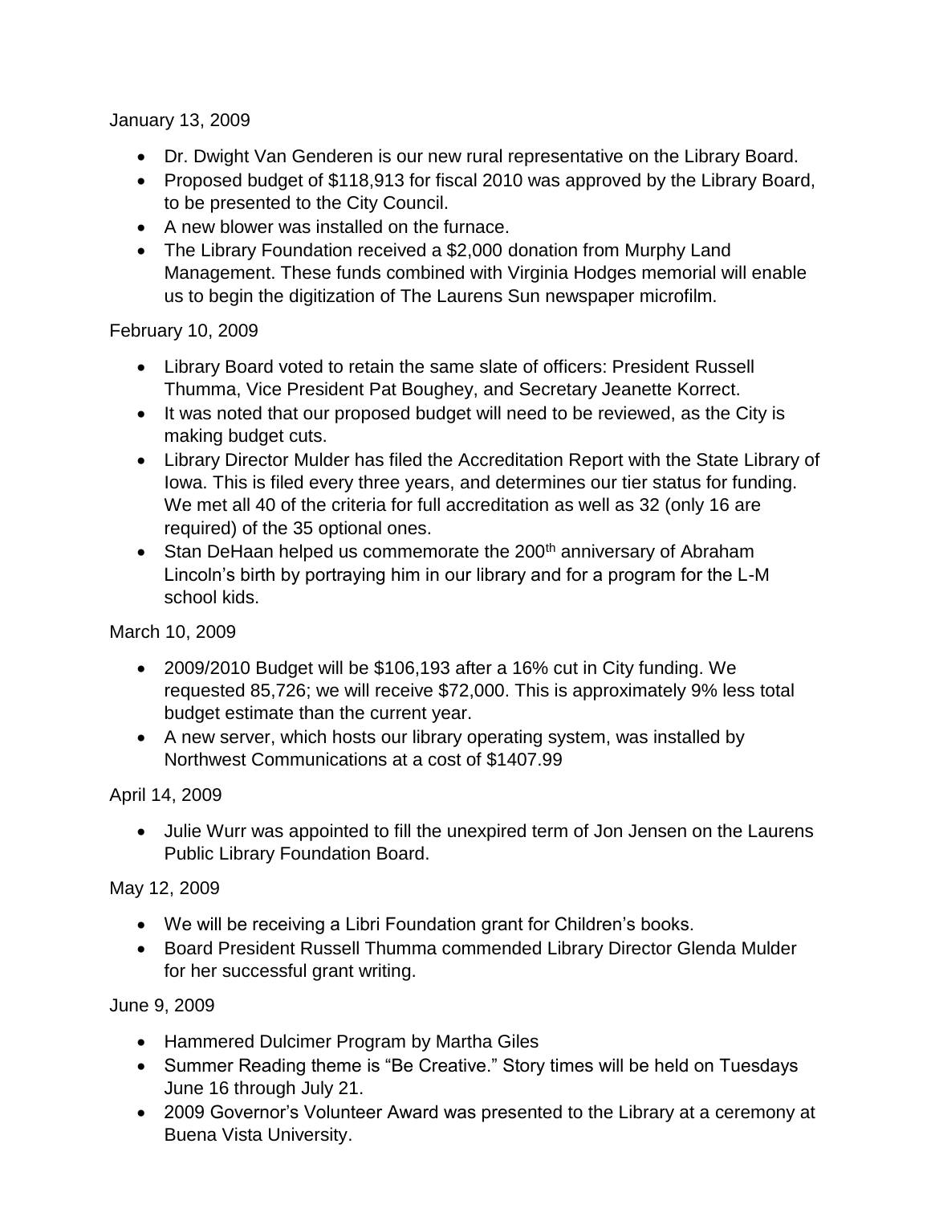January 13, 2009

- Dr. Dwight Van Genderen is our new rural representative on the Library Board.
- Proposed budget of $118,913 for fiscal 2010 was approved by the Library Board, to be presented to the City Council.
- A new blower was installed on the furnace.
- The Library Foundation received a $2,000 donation from Murphy Land Management. These funds combined with Virginia Hodges memorial will enable us to begin the digitization of The Laurens Sun newspaper microfilm.

February 10, 2009

- Library Board voted to retain the same slate of officers: President Russell Thumma, Vice President Pat Boughey, and Secretary Jeanette Korrect.
- It was noted that our proposed budget will need to be reviewed, as the City is making budget cuts.
- Library Director Mulder has filed the Accreditation Report with the State Library of Iowa. This is filed every three years, and determines our tier status for funding. We met all 40 of the criteria for full accreditation as well as 32 (only 16 are required) of the 35 optional ones.
- Stan DeHaan helped us commemorate the 200th anniversary of Abraham Lincoln's birth by portraying him in our library and for a program for the L-M school kids.

March 10, 2009

- 2009/2010 Budget will be $106,193 after a 16% cut in City funding. We requested 85,726; we will receive $72,000. This is approximately 9% less total budget estimate than the current year.
- A new server, which hosts our library operating system, was installed by Northwest Communications at a cost of $1407.99

April 14, 2009

- Julie Wurr was appointed to fill the unexpired term of Jon Jensen on the Laurens Public Library Foundation Board.

May 12, 2009

- We will be receiving a Libri Foundation grant for Children's books.
- Board President Russell Thumma commended Library Director Glenda Mulder for her successful grant writing.

June 9, 2009

- Hammered Dulcimer Program by Martha Giles
- Summer Reading theme is "Be Creative." Story times will be held on Tuesdays June 16 through July 21.
- 2009 Governor's Volunteer Award was presented to the Library at a ceremony at Buena Vista University.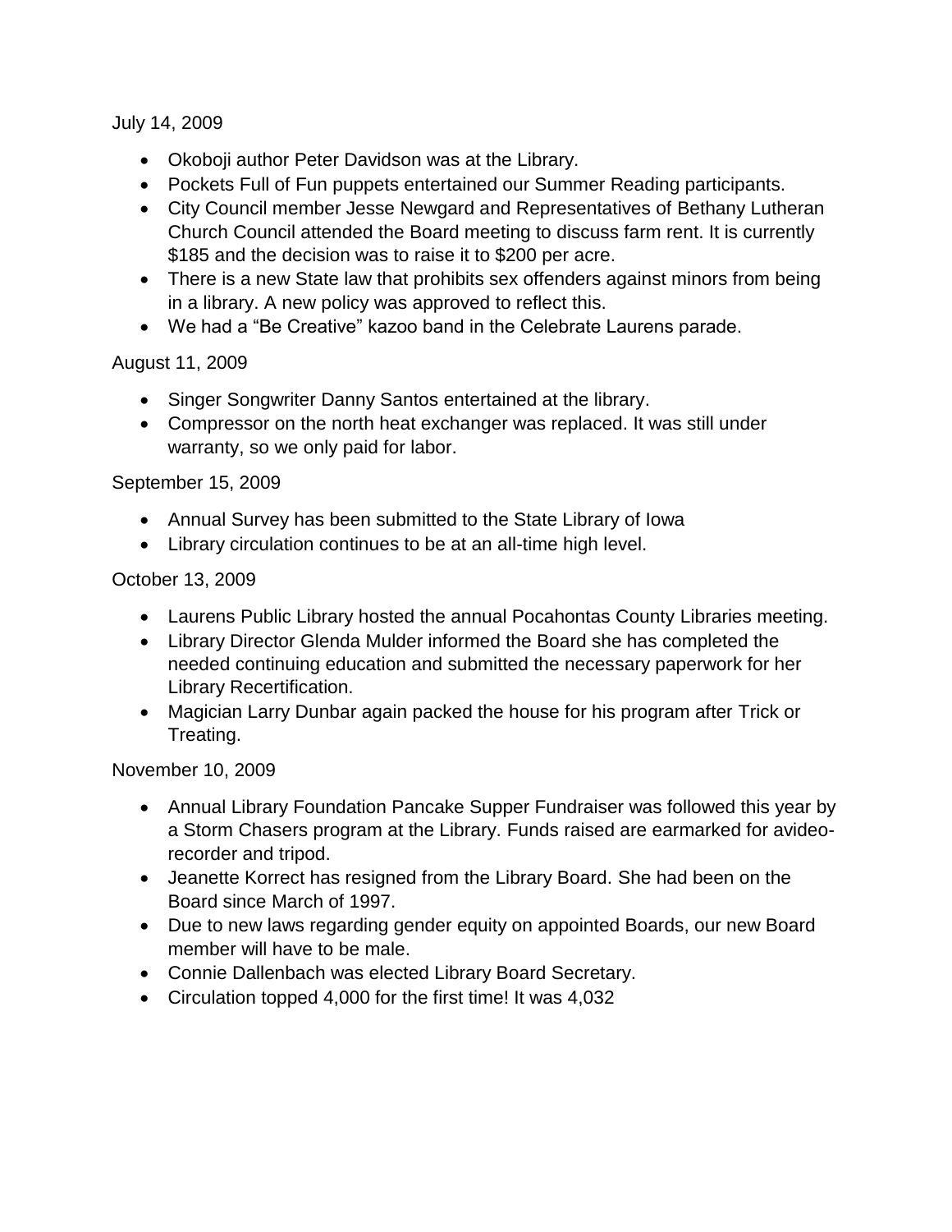July 14, 2009

- Okoboji author Peter Davidson was at the Library.
- Pockets Full of Fun puppets entertained our Summer Reading participants.
- City Council member Jesse Newgard and Representatives of Bethany Lutheran Church Council attended the Board meeting to discuss farm rent. It is currently $185 and the decision was to raise it to $200 per acre.
- There is a new State law that prohibits sex offenders against minors from being in a library. A new policy was approved to reflect this.
- We had a "Be Creative" kazoo band in the Celebrate Laurens parade.

August 11, 2009

- Singer Songwriter Danny Santos entertained at the library.
- Compressor on the north heat exchanger was replaced. It was still under warranty, so we only paid for labor.

September 15, 2009

- Annual Survey has been submitted to the State Library of Iowa
- Library circulation continues to be at an all-time high level.

October 13, 2009

- Laurens Public Library hosted the annual Pocahontas County Libraries meeting.
- Library Director Glenda Mulder informed the Board she has completed the needed continuing education and submitted the necessary paperwork for her Library Recertification.
- Magician Larry Dunbar again packed the house for his program after Trick or Treating.

November 10, 2009

- Annual Library Foundation Pancake Supper Fundraiser was followed this year by a Storm Chasers program at the Library. Funds raised are earmarked for avideo-recorder and tripod.
- Jeanette Korrect has resigned from the Library Board. She had been on the Board since March of 1997.
- Due to new laws regarding gender equity on appointed Boards, our new Board member will have to be male.
- Connie Dallenbach was elected Library Board Secretary.
- Circulation topped 4,000 for the first time! It was 4,032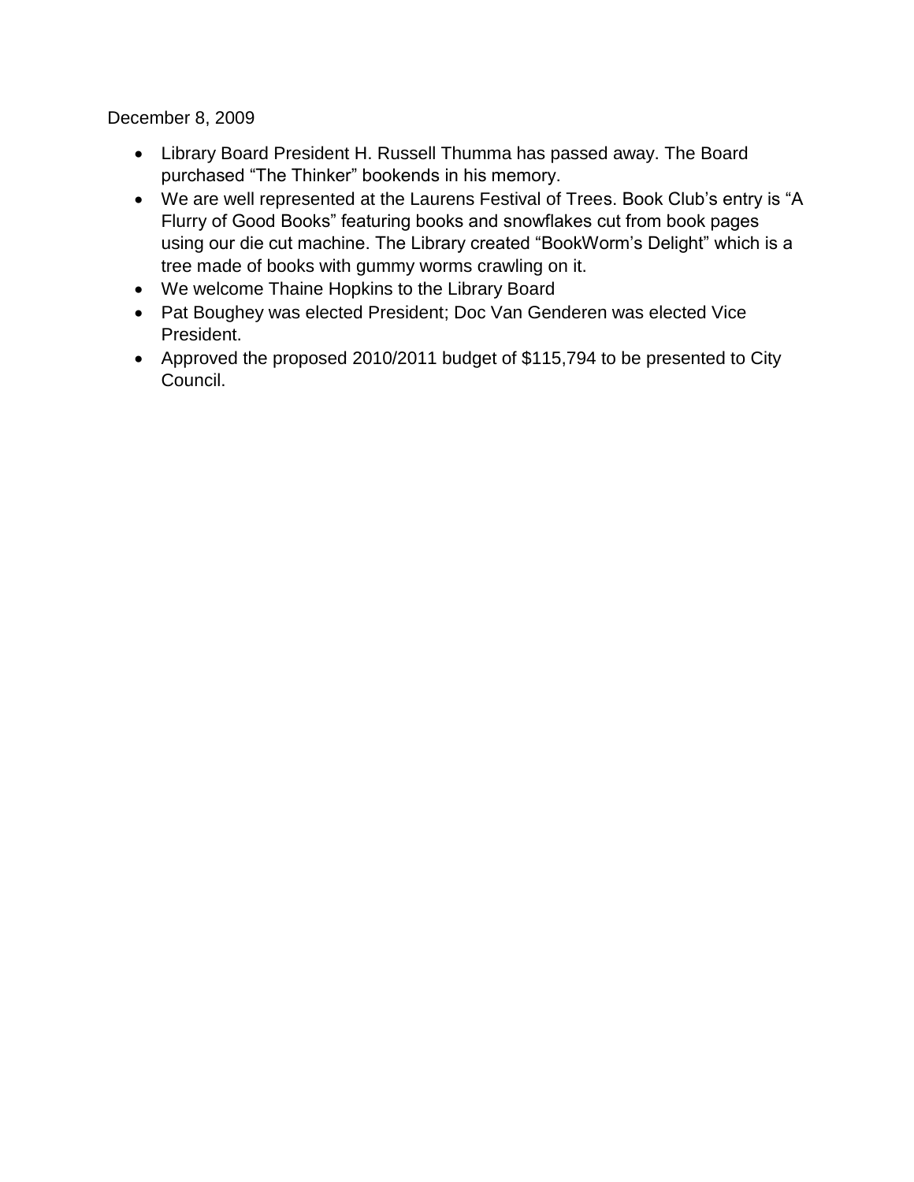December 8, 2009

- Library Board President H. Russell Thumma has passed away. The Board purchased "The Thinker" bookends in his memory.
- We are well represented at the Laurens Festival of Trees. Book Club's entry is "A Flurry of Good Books" featuring books and snowflakes cut from book pages using our die cut machine. The Library created "BookWorm's Delight" which is a tree made of books with gummy worms crawling on it.
- We welcome Thaine Hopkins to the Library Board
- Pat Boughey was elected President; Doc Van Genderen was elected Vice President.
- Approved the proposed 2010/2011 budget of $115,794 to be presented to City Council.